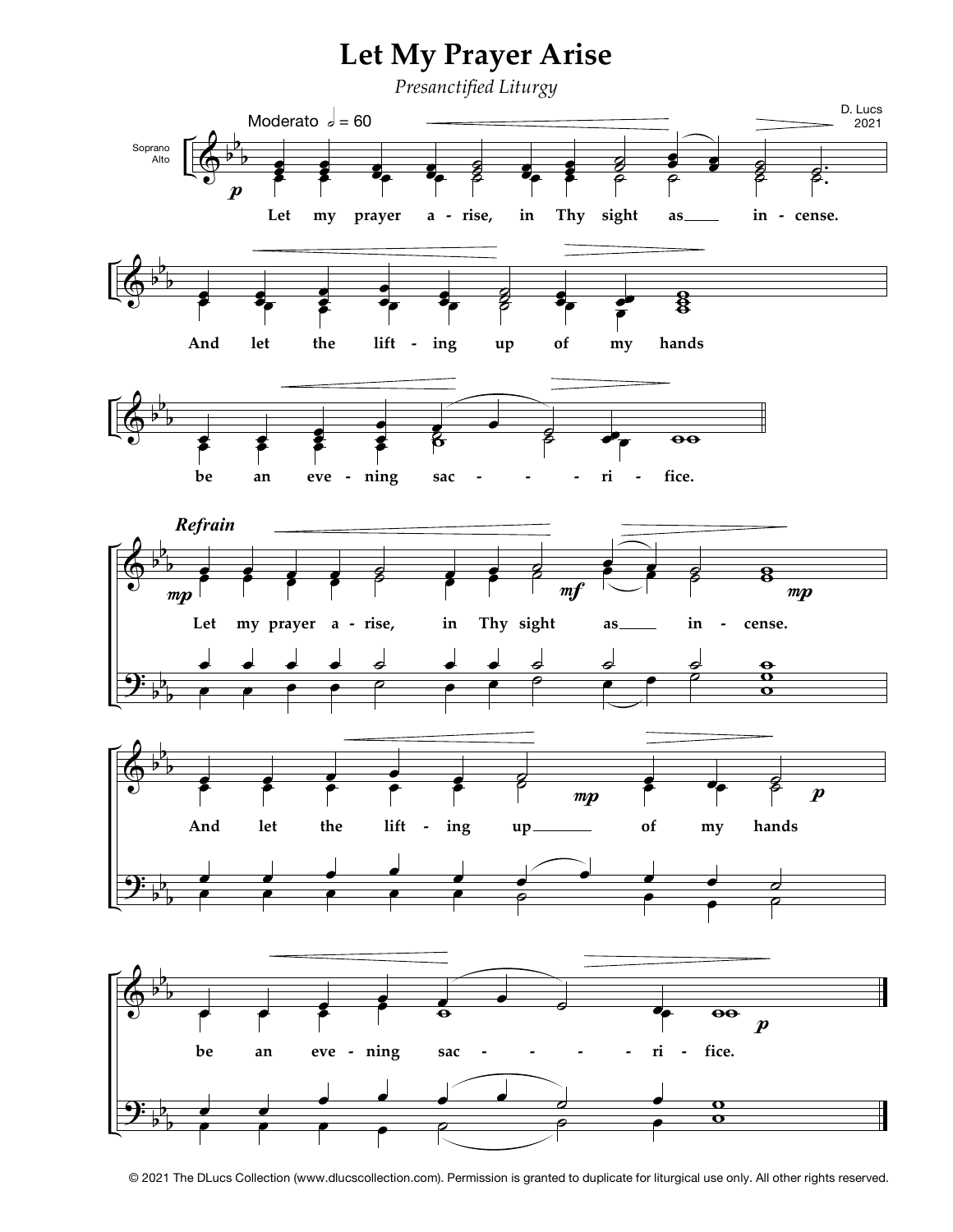# Let My Prayer Arise

*Presanctified Liturgy*

D. Lucs
2021

Moderato 𝅗𝅥 = 60

Soprano
Alto

Let my prayer a - rise, in Thy sight as ___ in - cense.

And let the lift - ing up of my hands

be an eve - ning sac - - - ri - fice.

***Refrain***

Let my prayer a - rise, in Thy sight as ___ in - cense.

And let the lift - ing up ___ of my hands

be an eve - ning sac - - - - ri - fice.

© 2021 The DLucs Collection (www.dlucscollection.com). Permission is granted to duplicate for liturgical use only. All other rights reserved.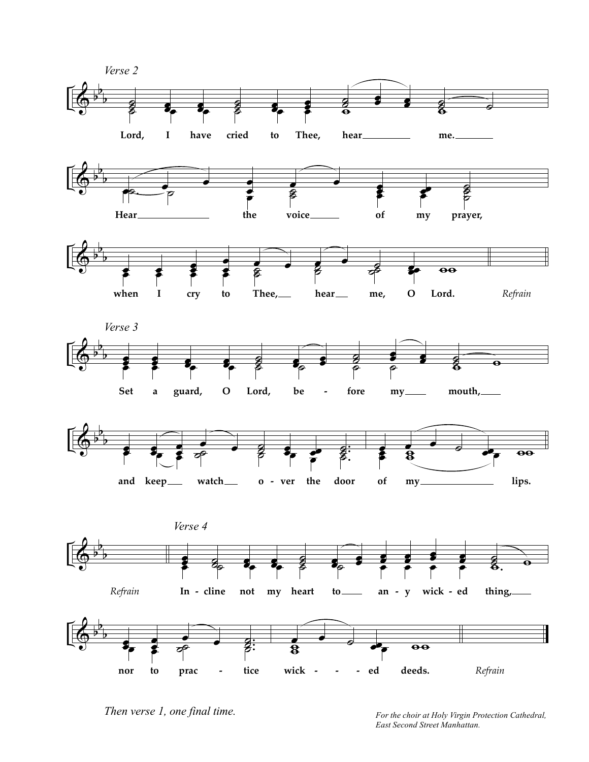*Verse 2*

Lord, I have cried to Thee, hear me.

Hear the voice of my prayer,

when I cry to Thee, hear me, O Lord. *Refrain*

*Verse 3*

Set a guard, O Lord, be - fore my mouth,

and keep watch o - ver the door of my lips.

*Refrain* *Verse 4*

In - cline not my heart to an - y wick - ed thing,

nor to prac - tice wick - - - ed deeds. *Refrain*

*Then verse 1, one final time.*

*For the choir at Holy Virgin Protection Cathedral, East Second Street Manhattan.*